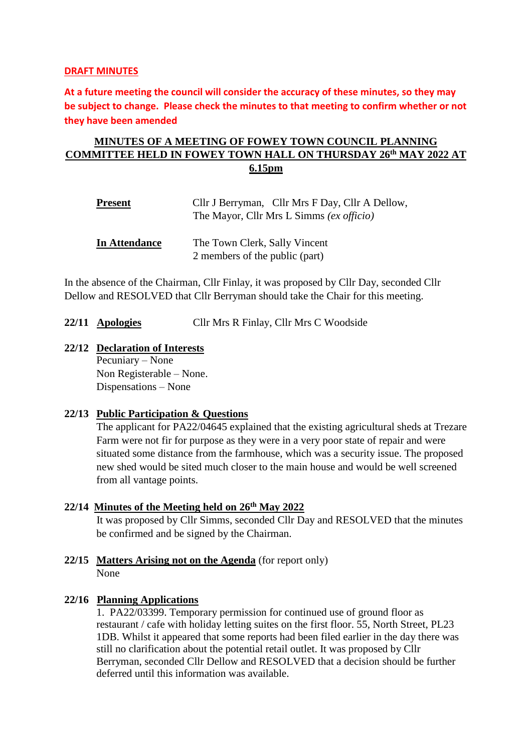**DRAFT MINUTES**

**At a future meeting the council will consider the accuracy of these minutes, so they may be subject to change. Please check the minutes to that meeting to confirm whether or not they have been amended**

# MINUTES OF A MEETING OF FOWEY TOWN COUNCIL PLANNING COMMITTEE HELD IN FOWEY TOWN HALL ON THURSDAY 26th MAY 2022 AT 6.15pm

| | |
|---|---|
| **Present** | Cllr J Berryman, Cllr Mrs F Day, Cllr A Dellow, The Mayor, Cllr Mrs L Simms *(ex officio)* |
| **In Attendance** | The Town Clerk, Sally Vincent<br>2 members of the public (part) |

In the absence of the Chairman, Cllr Finlay, it was proposed by Cllr Day, seconded Cllr Dellow and RESOLVED that Cllr Berryman should take the Chair for this meeting.

**22/11 Apologies** Cllr Mrs R Finlay, Cllr Mrs C Woodside

**22/12 Declaration of Interests**

Pecuniary – None
Non Registerable – None.
Dispensations – None

**22/13 Public Participation & Questions**

The applicant for PA22/04645 explained that the existing agricultural sheds at Trezare Farm were not fir for purpose as they were in a very poor state of repair and were situated some distance from the farmhouse, which was a security issue. The proposed new shed would be sited much closer to the main house and would be well screened from all vantage points.

**22/14 Minutes of the Meeting held on 26th May 2022**

It was proposed by Cllr Simms, seconded Cllr Day and RESOLVED that the minutes be confirmed and be signed by the Chairman.

**22/15 Matters Arising not on the Agenda** (for report only)

None

**22/16 Planning Applications**

1. PA22/03399. Temporary permission for continued use of ground floor as restaurant / cafe with holiday letting suites on the first floor. 55, North Street, PL23 1DB. Whilst it appeared that some reports had been filed earlier in the day there was still no clarification about the potential retail outlet. It was proposed by Cllr Berryman, seconded Cllr Dellow and RESOLVED that a decision should be further deferred until this information was available.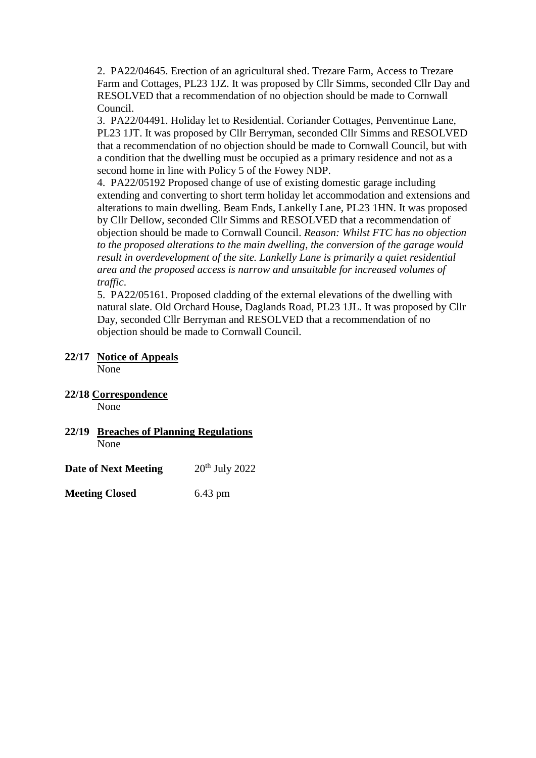2. PA22/04645. Erection of an agricultural shed. Trezare Farm, Access to Trezare Farm and Cottages, PL23 1JZ. It was proposed by Cllr Simms, seconded Cllr Day and RESOLVED that a recommendation of no objection should be made to Cornwall Council.

3. PA22/04491. Holiday let to Residential. Coriander Cottages, Penventinue Lane, PL23 1JT. It was proposed by Cllr Berryman, seconded Cllr Simms and RESOLVED that a recommendation of no objection should be made to Cornwall Council, but with a condition that the dwelling must be occupied as a primary residence and not as a second home in line with Policy 5 of the Fowey NDP.

4. PA22/05192 Proposed change of use of existing domestic garage including extending and converting to short term holiday let accommodation and extensions and alterations to main dwelling. Beam Ends, Lankelly Lane, PL23 1HN. It was proposed by Cllr Dellow, seconded Cllr Simms and RESOLVED that a recommendation of objection should be made to Cornwall Council. *Reason: Whilst FTC has no objection to the proposed alterations to the main dwelling, the conversion of the garage would result in overdevelopment of the site. Lankelly Lane is primarily a quiet residential area and the proposed access is narrow and unsuitable for increased volumes of traffic*.

5. PA22/05161. Proposed cladding of the external elevations of the dwelling with natural slate. Old Orchard House, Daglands Road, PL23 1JL. It was proposed by Cllr Day, seconded Cllr Berryman and RESOLVED that a recommendation of no objection should be made to Cornwall Council.

**22/17 Notice of Appeals**

None

**22/18 Correspondence**

None

**22/19 Breaches of Planning Regulations**

None

**Date of Next Meeting** 20th July 2022

**Meeting Closed** 6.43 pm